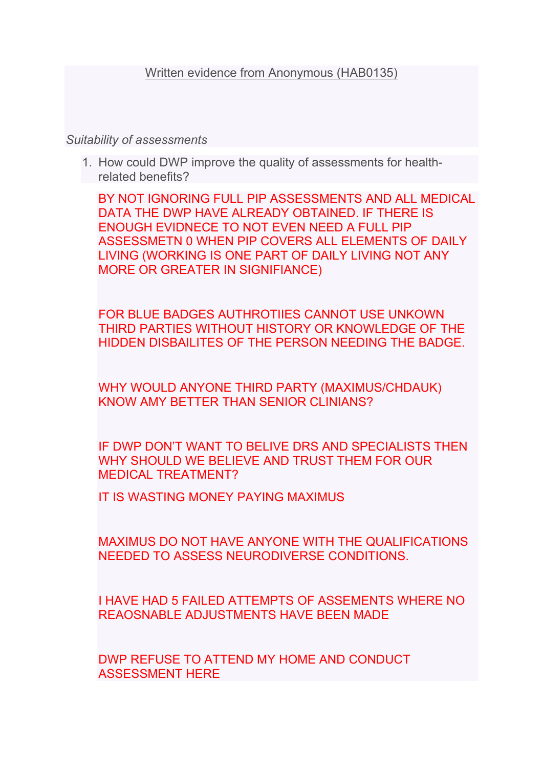Written evidence from Anonymous (HAB0135)

*Suitability of assessments*

1. How could DWP improve the quality of assessments for health-related benefits?

BY NOT IGNORING FULL PIP ASSESSMENTS AND ALL MEDICAL DATA THE DWP HAVE ALREADY OBTAINED. IF THERE IS ENOUGH EVIDNECE TO NOT EVEN NEED A FULL PIP ASSESSMETN 0 WHEN PIP COVERS ALL ELEMENTS OF DAILY LIVING (WORKING IS ONE PART OF DAILY LIVING NOT ANY MORE OR GREATER IN SIGNIFIANCE)

FOR BLUE BADGES AUTHROTIIES CANNOT USE UNKOWN THIRD PARTIES WITHOUT HISTORY OR KNOWLEDGE OF THE HIDDEN DISBAILITES OF THE PERSON NEEDING THE BADGE.

WHY WOULD ANYONE THIRD PARTY (MAXIMUS/CHDAUK) KNOW AMY BETTER THAN SENIOR CLINIANS?

IF DWP DON'T WANT TO BELIVE DRS AND SPECIALISTS THEN WHY SHOULD WE BELIEVE AND TRUST THEM FOR OUR MEDICAL TREATMENT?

IT IS WASTING MONEY PAYING MAXIMUS

MAXIMUS DO NOT HAVE ANYONE WITH THE QUALIFICATIONS NEEDED TO ASSESS NEURODIVERSE CONDITIONS.

I HAVE HAD 5 FAILED ATTEMPTS OF ASSEMENTS WHERE NO REAOSNABLE ADJUSTMENTS HAVE BEEN MADE

DWP REFUSE TO ATTEND MY HOME AND CONDUCT ASSESSMENT HERE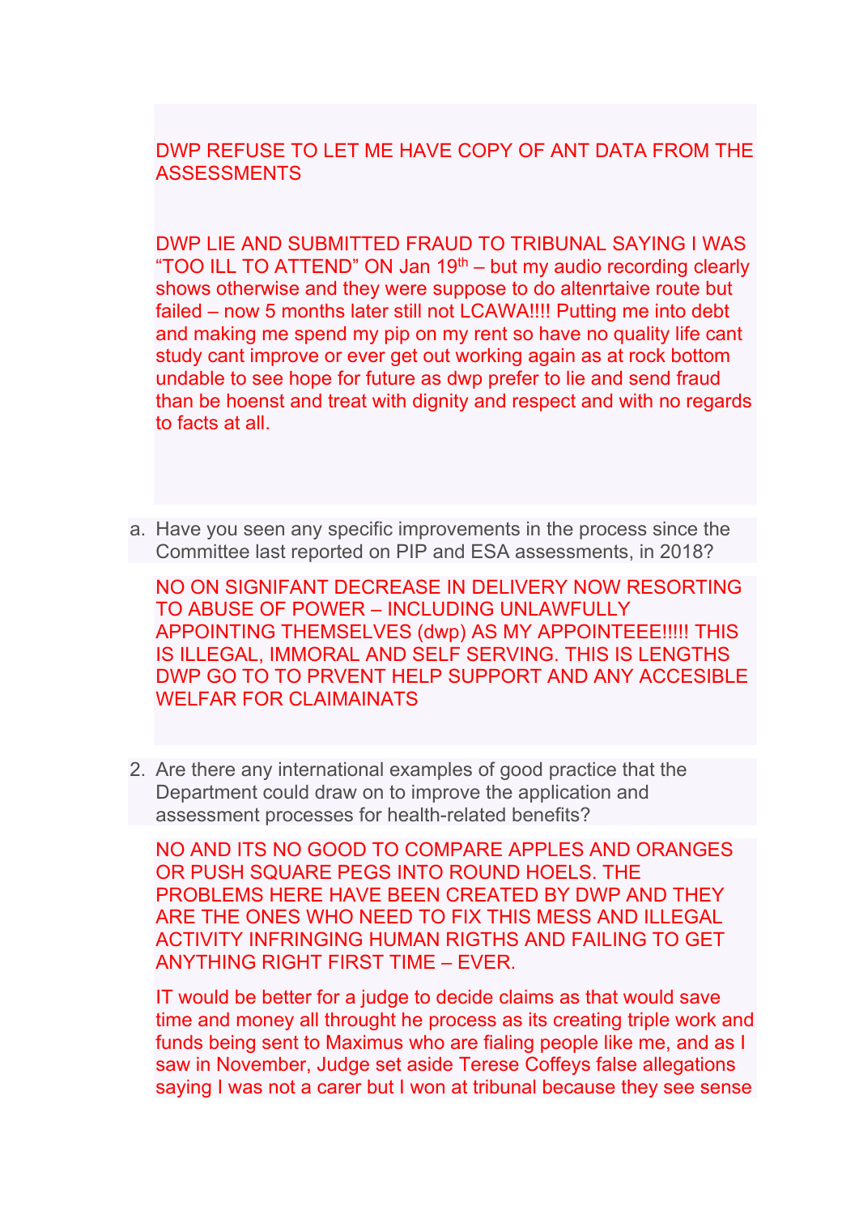DWP REFUSE TO LET ME HAVE COPY OF ANT DATA FROM THE ASSESSMENTS

DWP LIE AND SUBMITTED FRAUD TO TRIBUNAL SAYING I WAS "TOO ILL TO ATTEND" ON Jan 19th – but my audio recording clearly shows otherwise and they were suppose to do altenrtaive route but failed – now 5 months later still not LCAWA!!!! Putting me into debt and making me spend my pip on my rent so have no quality life cant study cant improve or ever get out working again as at rock bottom undable to see hope for future as dwp prefer to lie and send fraud than be hoenst and treat with dignity and respect and with no regards to facts at all.

a. Have you seen any specific improvements in the process since the Committee last reported on PIP and ESA assessments, in 2018?

NO ON SIGNIFANT DECREASE IN DELIVERY NOW RESORTING TO ABUSE OF POWER – INCLUDING UNLAWFULLY APPOINTING THEMSELVES (dwp) AS MY APPOINTEEE!!!!! THIS IS ILLEGAL, IMMORAL AND SELF SERVING. THIS IS LENGTHS DWP GO TO TO PRVENT HELP SUPPORT AND ANY ACCESIBLE WELFAR FOR CLAIMAINATS

2. Are there any international examples of good practice that the Department could draw on to improve the application and assessment processes for health-related benefits?

NO AND ITS NO GOOD TO COMPARE APPLES AND ORANGES OR PUSH SQUARE PEGS INTO ROUND HOELS. THE PROBLEMS HERE HAVE BEEN CREATED BY DWP AND THEY ARE THE ONES WHO NEED TO FIX THIS MESS AND ILLEGAL ACTIVITY INFRINGING HUMAN RIGTHS AND FAILING TO GET ANYTHING RIGHT FIRST TIME – EVER.

IT would be better for a judge to decide claims as that would save time and money all throught he process as its creating triple work and funds being sent to Maximus who are fialing people like me, and as I saw in November, Judge set aside Terese Coffeys false allegations saying I was not a carer but I won at tribunal because they see sense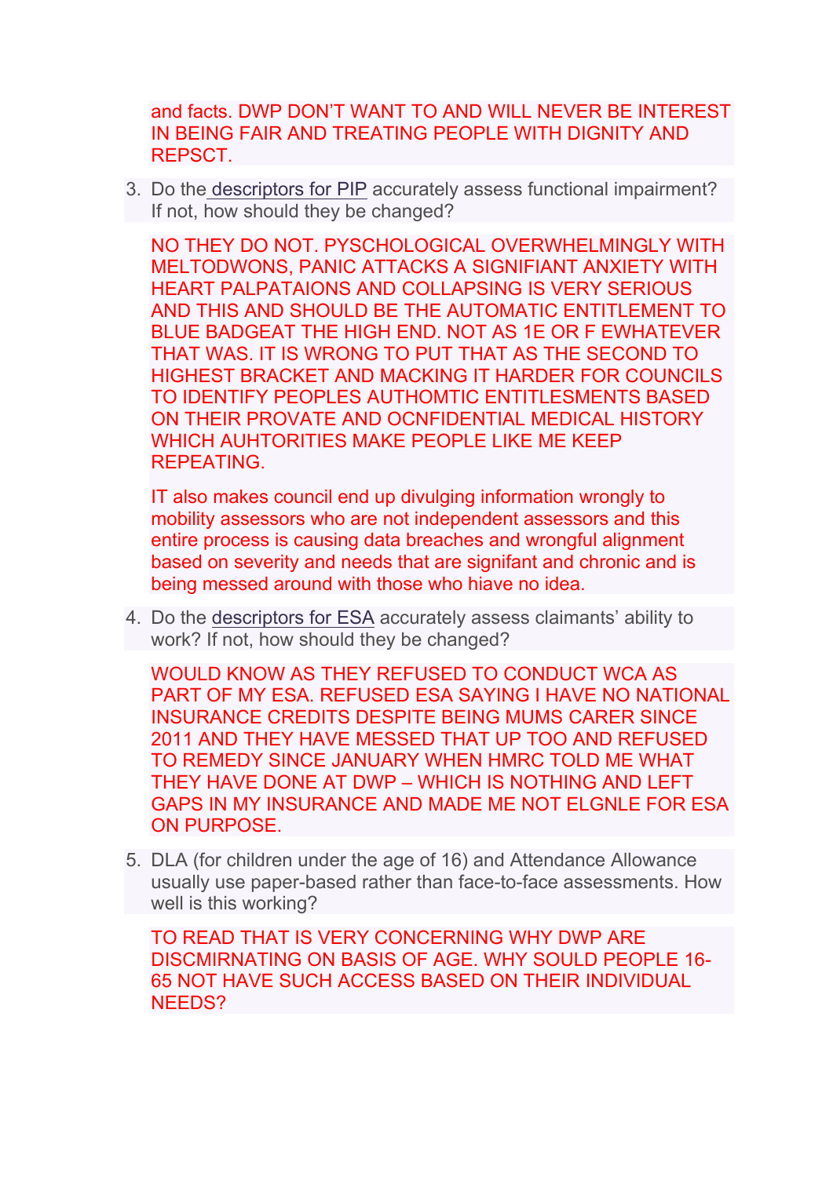and facts. DWP DON'T WANT TO AND WILL NEVER BE INTEREST IN BEING FAIR AND TREATING PEOPLE WITH DIGNITY AND REPSCT.

3. Do the descriptors for PIP accurately assess functional impairment? If not, how should they be changed?

   NO THEY DO NOT. PYSCOLOGICAL OVERWHELMINGLY WITH MELTODWONS, PANIC ATTACKS A SIGNIFIANT ANXIETY WITH HEART PALPATAIONS AND COLLAPSING IS VERY SERIOUS AND THIS AND SHOULD BE THE AUTOMATIC ENTITLEMENT TO BLUE BADGEAT THE HIGH END. NOT AS 1E OR F EWHATEVER THAT WAS. IT IS WRONG TO PUT THAT AS THE SECOND TO HIGHEST BRACKET AND MACKING IT HARDER FOR COUNCILS TO IDENTIFY PEOPLES AUTHOMTIC ENTITLESMENTS BASED ON THEIR PROVATE AND OCNFIDENTIAL MEDICAL HISTORY WHICH AUHTORITIES MAKE PEOPLE LIKE ME KEEP REPEATING.

   IT also makes council end up divulging information wrongly to mobility assessors who are not independent assessors and this entire process is causing data breaches and wrongful alignment based on severity and needs that are signifant and chronic and is being messed around with those who hiave no idea.

4. Do the descriptors for ESA accurately assess claimants' ability to work? If not, how should they be changed?

   WOULD KNOW AS THEY REFUSED TO CONDUCT WCA AS PART OF MY ESA. REFUSED ESA SAYING I HAVE NO NATIONAL INSURANCE CREDITS DESPITE BEING MUMS CARER SINCE 2011 AND THEY HAVE MESSED THAT UP TOO AND REFUSED TO REMEDY SINCE JANUARY WHEN HMRC TOLD ME WHAT THEY HAVE DONE AT DWP – WHICH IS NOTHING AND LEFT GAPS IN MY INSURANCE AND MADE ME NOT ELGNLE FOR ESA ON PURPOSE.

5. DLA (for children under the age of 16) and Attendance Allowance usually use paper-based rather than face-to-face assessments. How well is this working?

   TO READ THAT IS VERY CONCERNING WHY DWP ARE DISCMIRNATING ON BASIS OF AGE. WHY SOULD PEOPLE 16-65 NOT HAVE SUCH ACCESS BASED ON THEIR INDIVIDUAL NEEDS?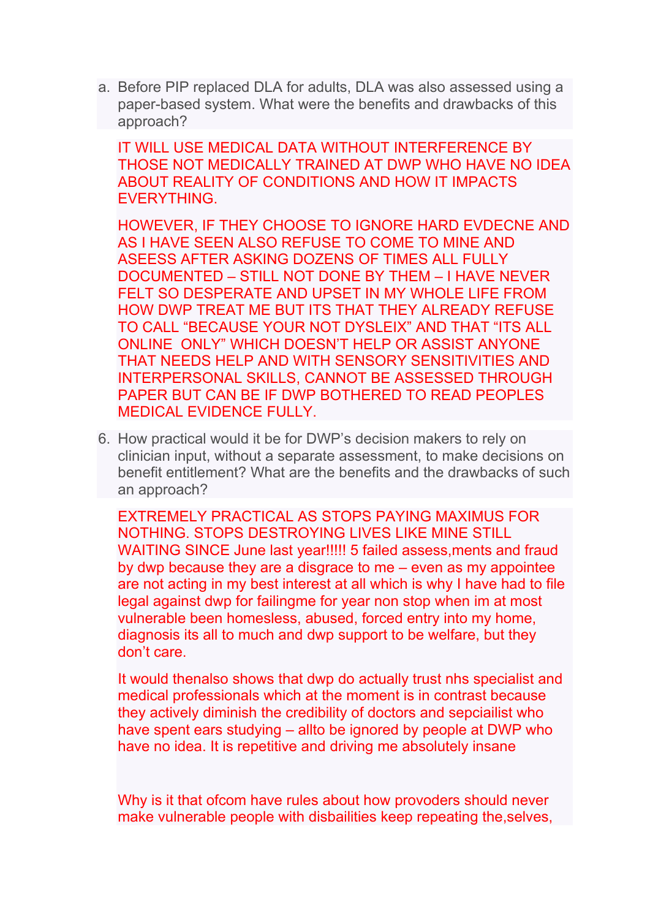a. Before PIP replaced DLA for adults, DLA was also assessed using a paper-based system. What were the benefits and drawbacks of this approach?

   IT WILL USE MEDICAL DATA WITHOUT INTERFERENCE BY THOSE NOT MEDICALLY TRAINED AT DWP WHO HAVE NO IDEA ABOUT REALITY OF CONDITIONS AND HOW IT IMPACTS EVERYTHING.

   HOWEVER, IF THEY CHOOSE TO IGNORE HARD EVDECNE AND AS I HAVE SEEN ALSO REFUSE TO COME TO MINE AND ASEESS AFTER ASKING DOZENS OF TIMES ALL FULLY DOCUMENTED – STILL NOT DONE BY THEM – I HAVE NEVER FELT SO DESPERATE AND UPSET IN MY WHOLE LIFE FROM HOW DWP TREAT ME BUT ITS THAT THEY ALREADY REFUSE TO CALL "BECAUSE YOUR NOT DYSLEIX" AND THAT "ITS ALL ONLINE ONLY" WHICH DOESN'T HELP OR ASSIST ANYONE THAT NEEDS HELP AND WITH SENSORY SENSITIVITIES AND INTERPERSONAL SKILLS, CANNOT BE ASSESSED THROUGH PAPER BUT CAN BE IF DWP BOTHERED TO READ PEOPLES MEDICAL EVIDENCE FULLY.

6. How practical would it be for DWP's decision makers to rely on clinician input, without a separate assessment, to make decisions on benefit entitlement? What are the benefits and the drawbacks of such an approach?

   EXTREMELY PRACTICAL AS STOPS PAYING MAXIMUS FOR NOTHING. STOPS DESTROYING LIVES LIKE MINE STILL WAITING SINCE June last year!!!!! 5 failed assess,ments and fraud by dwp because they are a disgrace to me – even as my appointee are not acting in my best interest at all which is why I have had to file legal against dwp for failingme for year non stop when im at most vulnerable been homesless, abused, forced entry into my home, diagnosis its all to much and dwp support to be welfare, but they don't care.

   It would thenalso shows that dwp do actually trust nhs specialist and medical professionals which at the moment is in contrast because they actively diminish the credibility of doctors and sepciailist who have spent ears studying – allto be ignored by people at DWP who have no idea. It is repetitive and driving me absolutely insane

   Why is it that ofcom have rules about how provoders should never make vulnerable people with disbailities keep repeating the,selves,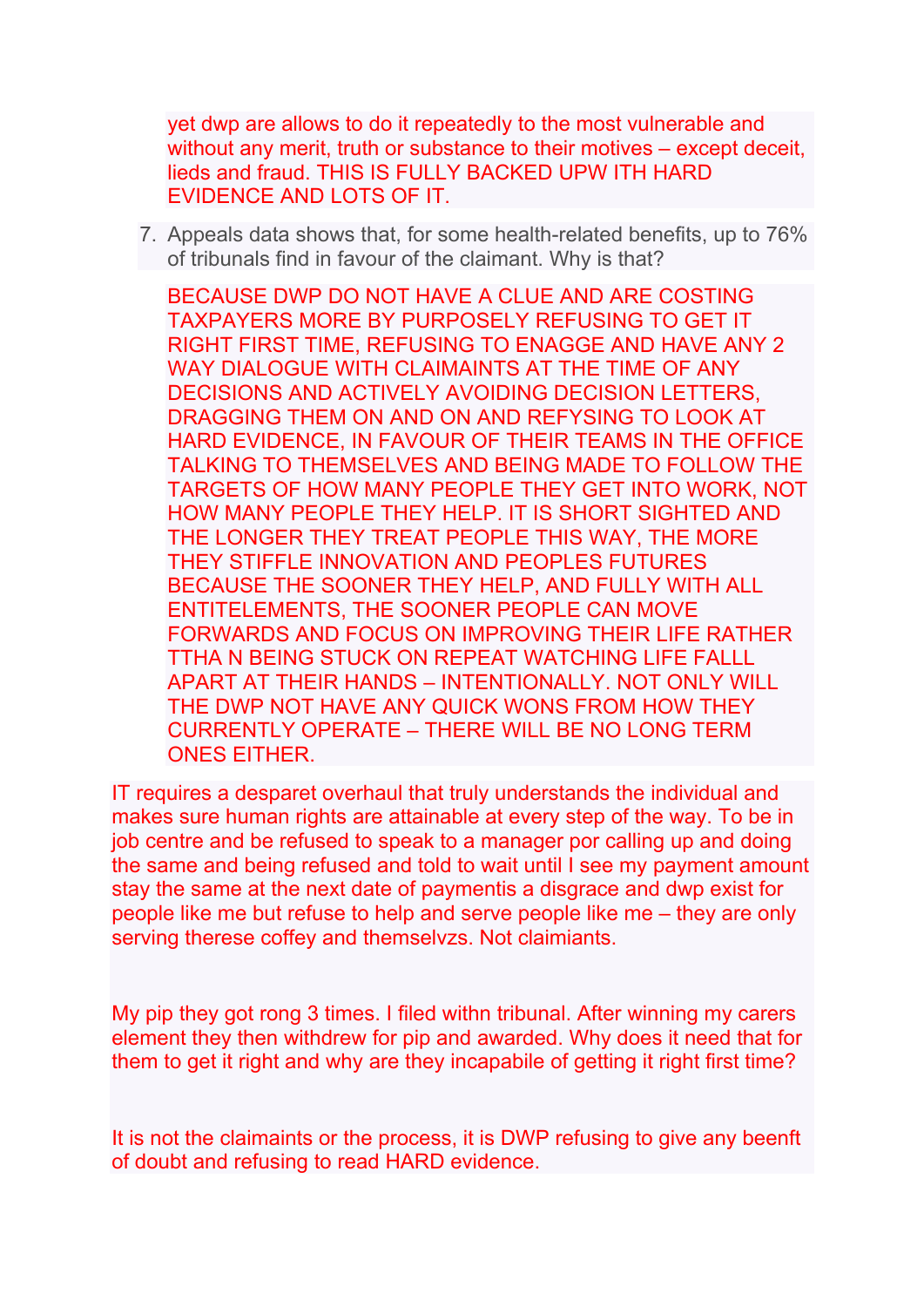yet dwp are allows to do it repeatedly to the most vulnerable and without any merit, truth or substance to their motives – except deceit, lieds and fraud. THIS IS FULLY BACKED UPW ITH HARD EVIDENCE AND LOTS OF IT.

7. Appeals data shows that, for some health-related benefits, up to 76% of tribunals find in favour of the claimant. Why is that?

   BECAUSE DWP DO NOT HAVE A CLUE AND ARE COSTING TAXPAYERS MORE BY PURPOSELY REFUSING TO GET IT RIGHT FIRST TIME, REFUSING TO ENAGGE AND HAVE ANY 2 WAY DIALOGUE WITH CLAIMAINTS AT THE TIME OF ANY DECISIONS AND ACTIVELY AVOIDING DECISION LETTERS, DRAGGING THEM ON AND ON AND REFYSING TO LOOK AT HARD EVIDENCE, IN FAVOUR OF THEIR TEAMS IN THE OFFICE TALKING TO THEMSELVES AND BEING MADE TO FOLLOW THE TARGETS OF HOW MANY PEOPLE THEY GET INTO WORK, NOT HOW MANY PEOPLE THEY HELP. IT IS SHORT SIGHTED AND THE LONGER THEY TREAT PEOPLE THIS WAY, THE MORE THEY STIFFLE INNOVATION AND PEOPLES FUTURES BECAUSE THE SOONER THEY HELP, AND FULLY WITH ALL ENTITELEMENTS, THE SOONER PEOPLE CAN MOVE FORWARDS AND FOCUS ON IMPROVING THEIR LIFE RATHER TTHA N BEING STUCK ON REPEAT WATCHING LIFE FALLL APART AT THEIR HANDS – INTENTIONALLY. NOT ONLY WILL THE DWP NOT HAVE ANY QUICK WONS FROM HOW THEY CURRENTLY OPERATE – THERE WILL BE NO LONG TERM ONES EITHER.

IT requires a desparet overhaul that truly understands the individual and makes sure human rights are attainable at every step of the way. To be in job centre and be refused to speak to a manager por calling up and doing the same and being refused and told to wait until I see my payment amount stay the same at the next date of paymentis a disgrace and dwp exist for people like me but refuse to help and serve people like me – they are only serving therese coffey and themselvzs. Not claimiants.

My pip they got rong 3 times. I filed withn tribunal. After winning my carers element they then withdrew for pip and awarded. Why does it need that for them to get it right and why are they incapabile of getting it right first time?

It is not the claimaints or the process, it is DWP refusing to give any beenft of doubt and refusing to read HARD evidence.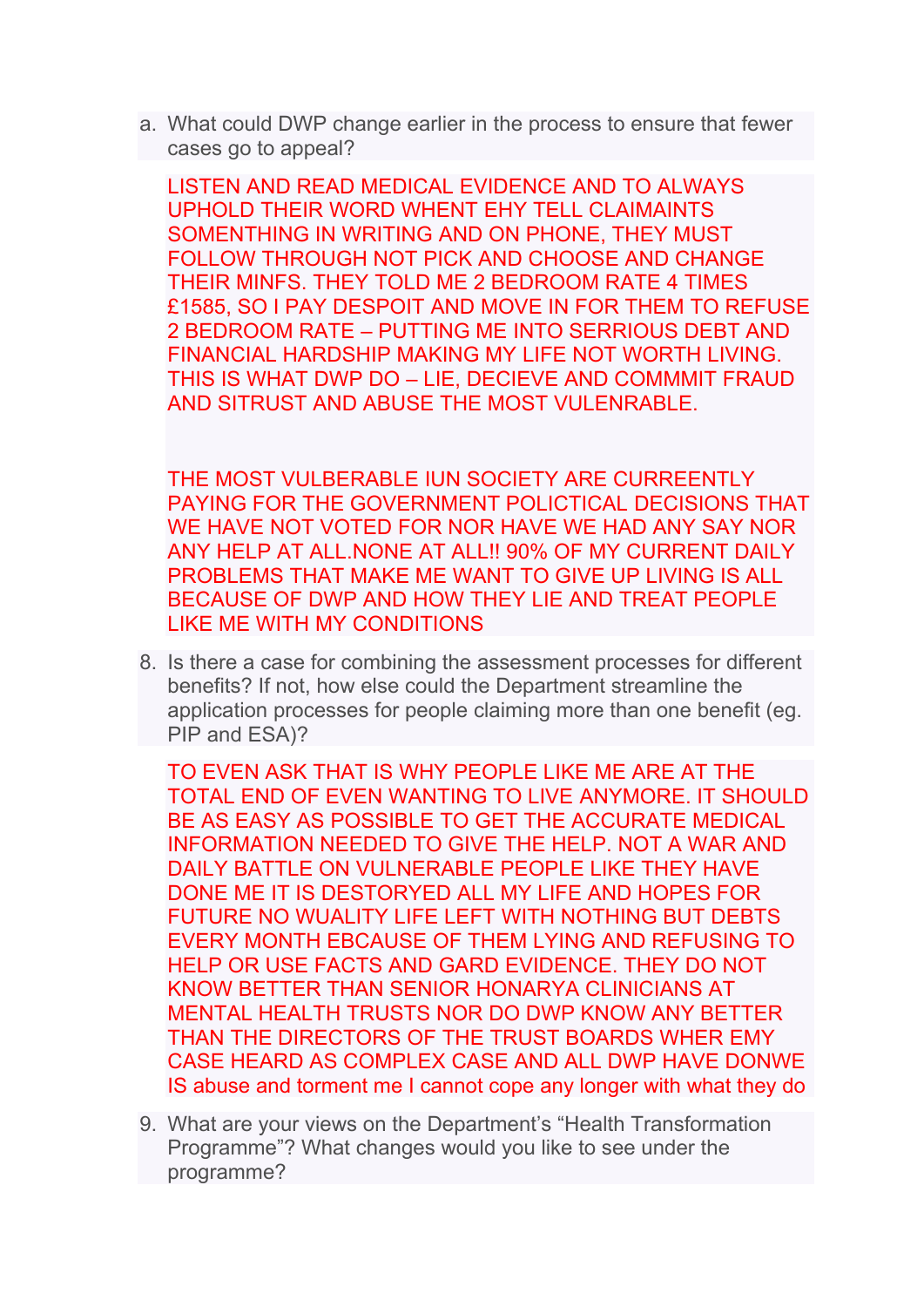a. What could DWP change earlier in the process to ensure that fewer cases go to appeal?

   LISTEN AND READ MEDICAL EVIDENCE AND TO ALWAYS UPHOLD THEIR WORD WHENT EHY TELL CLAIMAINTS SOMENTHING IN WRITING AND ON PHONE, THEY MUST FOLLOW THROUGH NOT PICK AND CHOOSE AND CHANGE THEIR MINFS. THEY TOLD ME 2 BEDROOM RATE 4 TIMES £1585, SO I PAY DESPOIT AND MOVE IN FOR THEM TO REFUSE 2 BEDROOM RATE – PUTTING ME INTO SERRIOUS DEBT AND FINANCIAL HARDSHIP MAKING MY LIFE NOT WORTH LIVING. THIS IS WHAT DWP DO – LIE, DECIEVE AND COMMMIT FRAUD AND SITRUST AND ABUSE THE MOST VULENRABLE.

   THE MOST VULBERABLE IUN SOCIETY ARE CURREENTLY PAYING FOR THE GOVERNMENT POLICTICAL DECISIONS THAT WE HAVE NOT VOTED FOR NOR HAVE WE HAD ANY SAY NOR ANY HELP AT ALL.NONE AT ALL!! 90% OF MY CURRENT DAILY PROBLEMS THAT MAKE ME WANT TO GIVE UP LIVING IS ALL BECAUSE OF DWP AND HOW THEY LIE AND TREAT PEOPLE LIKE ME WITH MY CONDITIONS

8. Is there a case for combining the assessment processes for different benefits? If not, how else could the Department streamline the application processes for people claiming more than one benefit (eg. PIP and ESA)?

   TO EVEN ASK THAT IS WHY PEOPLE LIKE ME ARE AT THE TOTAL END OF EVEN WANTING TO LIVE ANYMORE. IT SHOULD BE AS EASY AS POSSIBLE TO GET THE ACCURATE MEDICAL INFORMATION NEEDED TO GIVE THE HELP. NOT A WAR AND DAILY BATTLE ON VULNERABLE PEOPLE LIKE THEY HAVE DONE ME IT IS DESTORYED ALL MY LIFE AND HOPES FOR FUTURE NO WUALITY LIFE LEFT WITH NOTHING BUT DEBTS EVERY MONTH EBCAUSE OF THEM LYING AND REFUSING TO HELP OR USE FACTS AND GARD EVIDENCE. THEY DO NOT KNOW BETTER THAN SENIOR HONARYA CLINICIANS AT MENTAL HEALTH TRUSTS NOR DO DWP KNOW ANY BETTER THAN THE DIRECTORS OF THE TRUST BOARDS WHER EMY CASE HEARD AS COMPLEX CASE AND ALL DWP HAVE DONWE IS abuse and torment me I cannot cope any longer with what they do

9. What are your views on the Department's "Health Transformation Programme"? What changes would you like to see under the programme?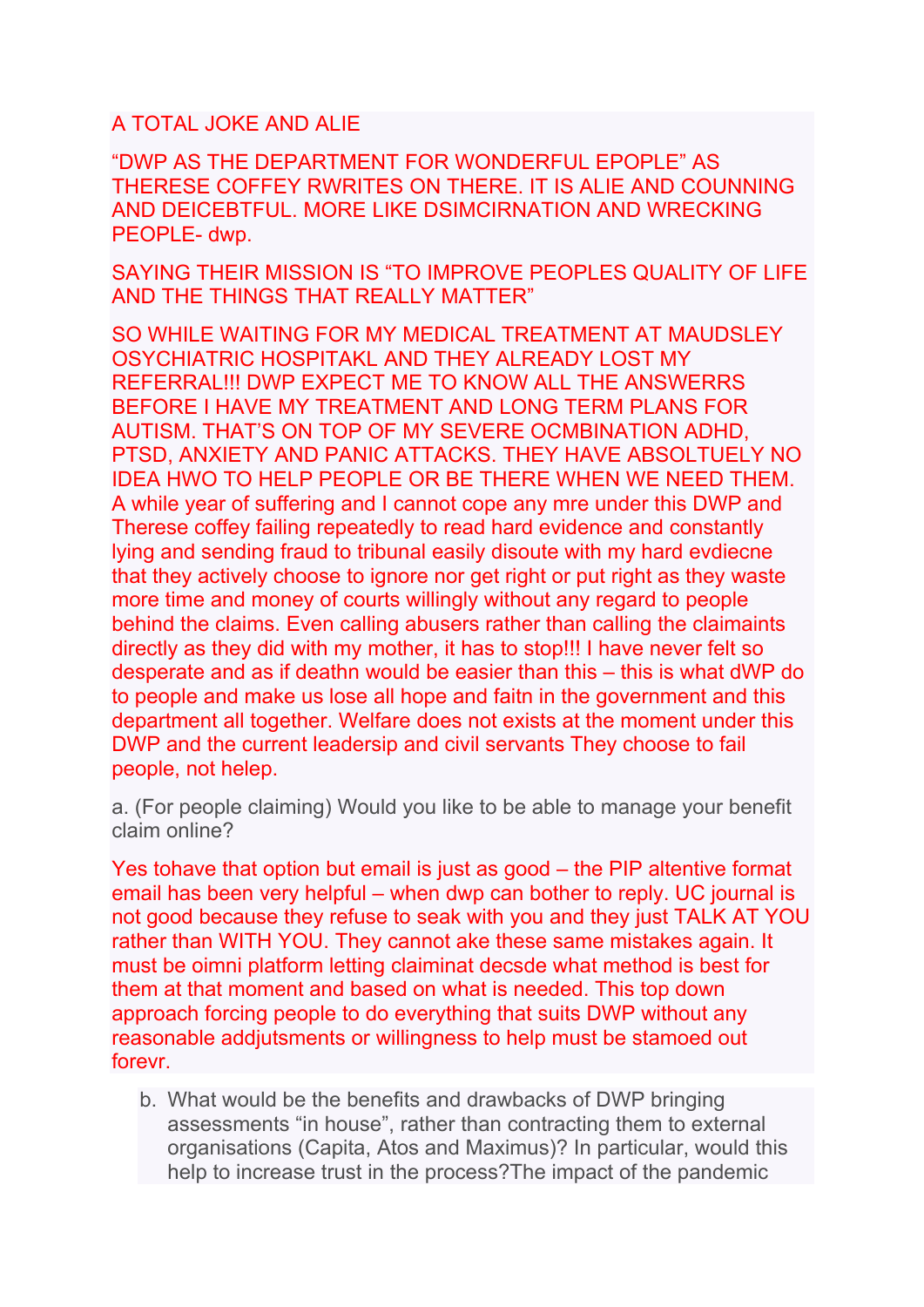A TOTAL JOKE AND ALIE

"DWP AS THE DEPARTMENT FOR WONDERFUL EPOPLE" AS THERESE COFFEY RWRITES ON THERE. IT IS ALIE AND COUNNING AND DEICEBTFUL. MORE LIKE DSIMCIRNATION AND WRECKING PEOPLE- dwp.

SAYING THEIR MISSION IS "TO IMPROVE PEOPLES QUALITY OF LIFE AND THE THINGS THAT REALLY MATTER"

SO WHILE WAITING FOR MY MEDICAL TREATMENT AT MAUDSLEY OSYCHIATRIC HOSPITAKL AND THEY ALREADY LOST MY REFERRAL!!! DWP EXPECT ME TO KNOW ALL THE ANSWERRS BEFORE I HAVE MY TREATMENT AND LONG TERM PLANS FOR AUTISM. THAT'S ON TOP OF MY SEVERE OCMBINATION ADHD, PTSD, ANXIETY AND PANIC ATTACKS. THEY HAVE ABSOLTUELY NO IDEA HWO TO HELP PEOPLE OR BE THERE WHEN WE NEED THEM. A while year of suffering and I cannot cope any mre under this DWP and Therese coffey failing repeatedly to read hard evidence and constantly lying and sending fraud to tribunal easily disoute with my hard evdiecne that they actively choose to ignore nor get right or put right as they waste more time and money of courts willingly without any regard to people behind the claims. Even calling abusers rather than calling the claimaints directly as they did with my mother, it has to stop!!! I have never felt so desperate and as if deathn would be easier than this – this is what dWP do to people and make us lose all hope and faitn in the government and this department all together. Welfare does not exists at the moment under this DWP and the current leadersip and civil servants They choose to fail people, not helep.

a. (For people claiming) Would you like to be able to manage your benefit claim online?

Yes tohave that option but email is just as good – the PIP altentive format email has been very helpful – when dwp can bother to reply. UC journal is not good because they refuse to seak with you and they just TALK AT YOU rather than WITH YOU. They cannot ake these same mistakes again. It must be oimni platform letting claiminat decsde what method is best for them at that moment and based on what is needed. This top down approach forcing people to do everything that suits DWP without any reasonable addjutsments or willingness to help must be stamoed out forevr.

b. What would be the benefits and drawbacks of DWP bringing assessments "in house", rather than contracting them to external organisations (Capita, Atos and Maximus)? In particular, would this help to increase trust in the process?The impact of the pandemic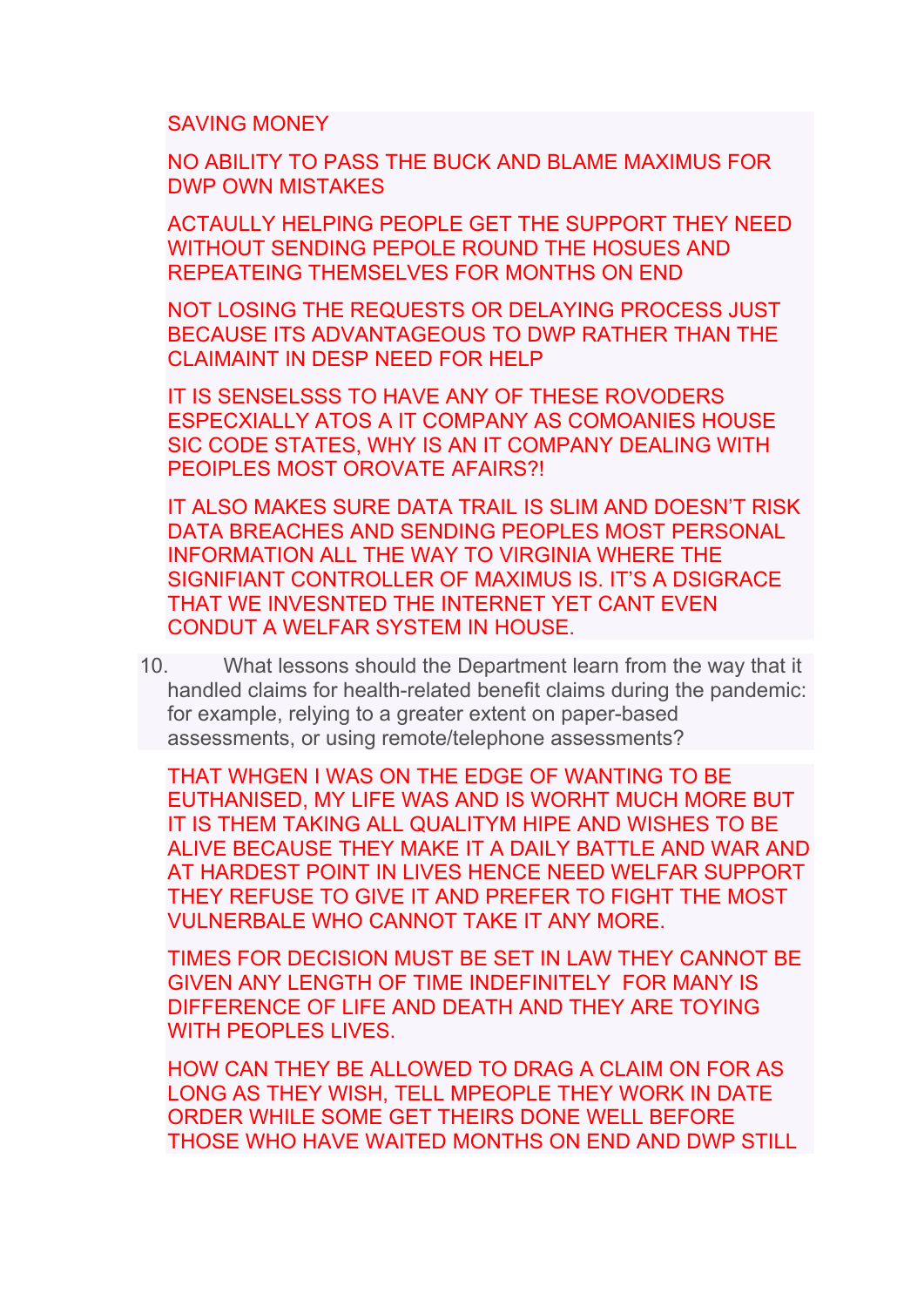SAVING MONEY

NO ABILITY TO PASS THE BUCK AND BLAME MAXIMUS FOR DWP OWN MISTAKES

ACTAULLY HELPING PEOPLE GET THE SUPPORT THEY NEED WITHOUT SENDING PEPOLE ROUND THE HOSUES AND REPEATEING THEMSELVES FOR MONTHS ON END

NOT LOSING THE REQUESTS OR DELAYING PROCESS JUST BECAUSE ITS ADVANTAGEOUS TO DWP RATHER THAN THE CLAIMAINT IN DESP NEED FOR HELP

IT IS SENSELSSS TO HAVE ANY OF THESE ROVODERS ESPECXIALLY ATOS A IT COMPANY AS COMOANIES HOUSE SIC CODE STATES, WHY IS AN IT COMPANY DEALING WITH PEOIPLES MOST OROVATE AFAIRS?!

IT ALSO MAKES SURE DATA TRAIL IS SLIM AND DOESN'T RISK DATA BREACHES AND SENDING PEOPLES MOST PERSONAL INFORMATION ALL THE WAY TO VIRGINIA WHERE THE SIGNIFIANT CONTROLLER OF MAXIMUS IS. IT'S A DSIGRACE THAT WE INVESNTED THE INTERNET YET CANT EVEN CONDUT A WELFAR SYSTEM IN HOUSE.

10. What lessons should the Department learn from the way that it handled claims for health-related benefit claims during the pandemic: for example, relying to a greater extent on paper-based assessments, or using remote/telephone assessments?

THAT WHGEN I WAS ON THE EDGE OF WANTING TO BE EUTHANISED, MY LIFE WAS AND IS WORHT MUCH MORE BUT IT IS THEM TAKING ALL QUALITYM HIPE AND WISHES TO BE ALIVE BECAUSE THEY MAKE IT A DAILY BATTLE AND WAR AND AT HARDEST POINT IN LIVES HENCE NEED WELFAR SUPPORT THEY REFUSE TO GIVE IT AND PREFER TO FIGHT THE MOST VULNERBALE WHO CANNOT TAKE IT ANY MORE.

TIMES FOR DECISION MUST BE SET IN LAW THEY CANNOT BE GIVEN ANY LENGTH OF TIME INDEFINITELY FOR MANY IS DIFFERENCE OF LIFE AND DEATH AND THEY ARE TOYING WITH PEOPLES LIVES.

HOW CAN THEY BE ALLOWED TO DRAG A CLAIM ON FOR AS LONG AS THEY WISH, TELL MPEOPLE THEY WORK IN DATE ORDER WHILE SOME GET THEIRS DONE WELL BEFORE THOSE WHO HAVE WAITED MONTHS ON END AND DWP STILL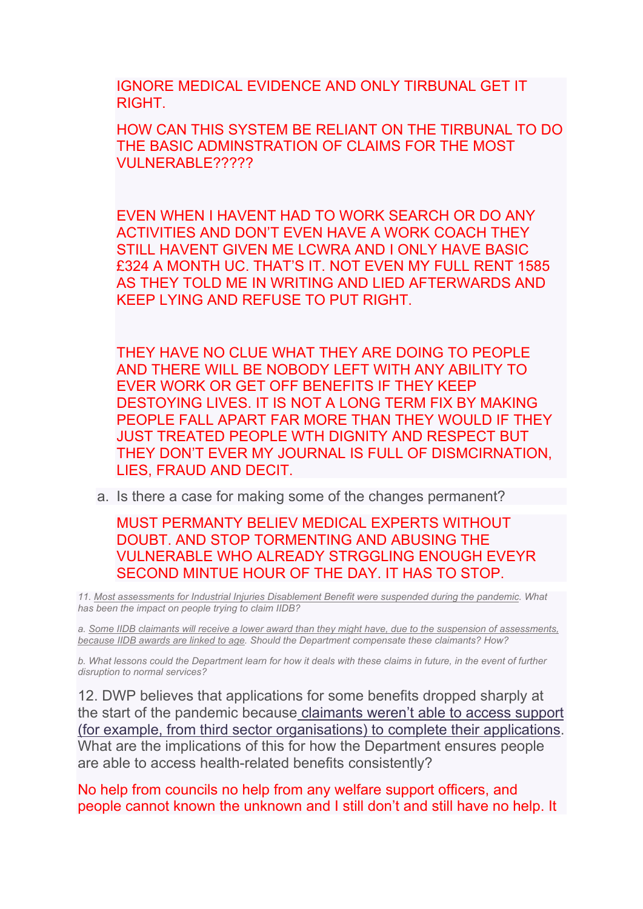IGNORE MEDICAL EVIDENCE AND ONLY TIRBUNAL GET IT RIGHT.

HOW CAN THIS SYSTEM BE RELIANT ON THE TIRBUNAL TO DO THE BASIC ADMINSTRATION OF CLAIMS FOR THE MOST VULNERABLE?????

EVEN WHEN I HAVENT HAD TO WORK SEARCH OR DO ANY ACTIVITIES AND DON'T EVEN HAVE A WORK COACH THEY STILL HAVENT GIVEN ME LCWRA AND I ONLY HAVE BASIC £324 A MONTH UC. THAT'S IT. NOT EVEN MY FULL RENT 1585 AS THEY TOLD ME IN WRITING AND LIED AFTERWARDS AND KEEP LYING AND REFUSE TO PUT RIGHT.

THEY HAVE NO CLUE WHAT THEY ARE DOING TO PEOPLE AND THERE WILL BE NOBODY LEFT WITH ANY ABILITY TO EVER WORK OR GET OFF BENEFITS IF THEY KEEP DESTOYING LIVES. IT IS NOT A LONG TERM FIX BY MAKING PEOPLE FALL APART FAR MORE THAN THEY WOULD IF THEY JUST TREATED PEOPLE WTH DIGNITY AND RESPECT BUT THEY DON'T EVER MY JOURNAL IS FULL OF DISMCIRNATION, LIES, FRAUD AND DECIT.

a. Is there a case for making some of the changes permanent?

MUST PERMANTY BELIEV MEDICAL EXPERTS WITHOUT DOUBT. AND STOP TORMENTING AND ABUSING THE VULNERABLE WHO ALREADY STRGGLING ENOUGH EVEYR SECOND MINTUE HOUR OF THE DAY. IT HAS TO STOP.

*11. Most assessments for Industrial Injuries Disablement Benefit were suspended during the pandemic. What has been the impact on people trying to claim IIDB?*

*a. Some IIDB claimants will receive a lower award than they might have, due to the suspension of assessments, because IIDB awards are linked to age. Should the Department compensate these claimants? How?*

*b. What lessons could the Department learn for how it deals with these claims in future, in the event of further disruption to normal services?*

12. DWP believes that applications for some benefits dropped sharply at the start of the pandemic because claimants weren't able to access support (for example, from third sector organisations) to complete their applications. What are the implications of this for how the Department ensures people are able to access health-related benefits consistently?

No help from councils no help from any welfare support officers, and people cannot known the unknown and I still don't and still have no help. It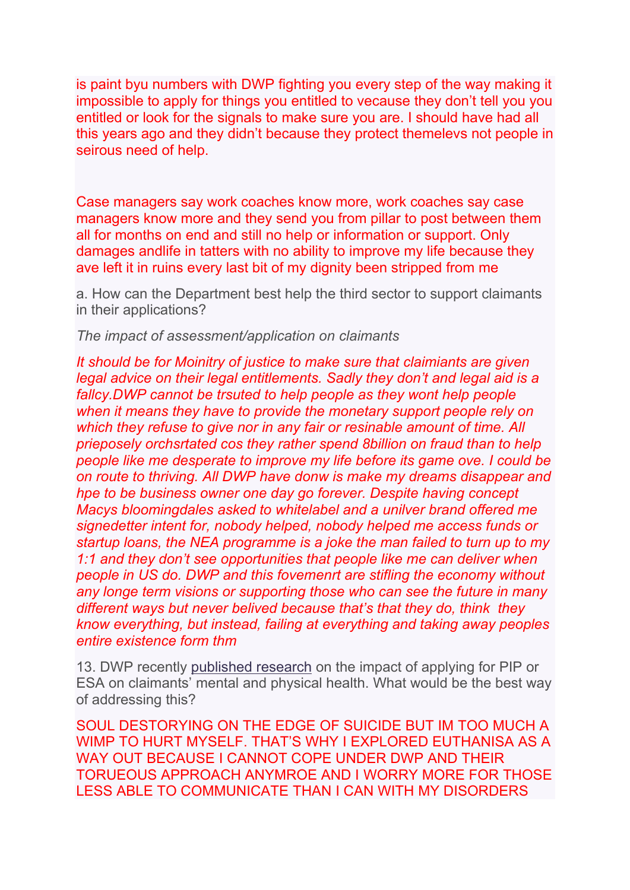is paint byu numbers with DWP fighting you every step of the way making it impossible to apply for things you entitled to vecause they don't tell you you entitled or look for the signals to make sure you are. I should have had all this years ago and they didn't because they protect themelevs not people in seirous need of help.

Case managers say work coaches know more, work coaches say case managers know more and they send you from pillar to post between them all for months on end and still no help or information or support. Only damages andlife in tatters with no ability to improve my life because they ave left it in ruins every last bit of my dignity been stripped from me

a. How can the Department best help the third sector to support claimants in their applications?

*The impact of assessment/application on claimants*

*It should be for Moinitry of justice to make sure that claimiants are given legal advice on their legal entitlements. Sadly they don't and legal aid is a fallcy.DWP cannot be trsuted to help people as they wont help people when it means they have to provide the monetary support people rely on which they refuse to give nor in any fair or resinable amount of time. All prieposely orchsrtated cos they rather spend 8billion on fraud than to help people like me desperate to improve my life before its game ove. I could be on route to thriving. All DWP have donw is make my dreams disappear and hpe to be business owner one day go forever. Despite having concept Macys bloomingdales asked to whitelabel and a unilver brand offered me signedetter intent for, nobody helped, nobody helped me access funds or startup loans, the NEA programme is a joke the man failed to turn up to my 1:1 and they don't see opportunities that people like me can deliver when people in US do. DWP and this fovemenrt are stifling the economy without any longe term visions or supporting those who can see the future in many different ways but never belived because that's that they do, think they know everything, but instead, failing at everything and taking away peoples entire existence form thm*

13. DWP recently published research on the impact of applying for PIP or ESA on claimants' mental and physical health. What would be the best way of addressing this?

SOUL DESTORYING ON THE EDGE OF SUICIDE BUT IM TOO MUCH A WIMP TO HURT MYSELF. THAT'S WHY I EXPLORED EUTHANISA AS A WAY OUT BECAUSE I CANNOT COPE UNDER DWP AND THEIR TORUEOUS APPROACH ANYMROE AND I WORRY MORE FOR THOSE LESS ABLE TO COMMUNICATE THAN I CAN WITH MY DISORDERS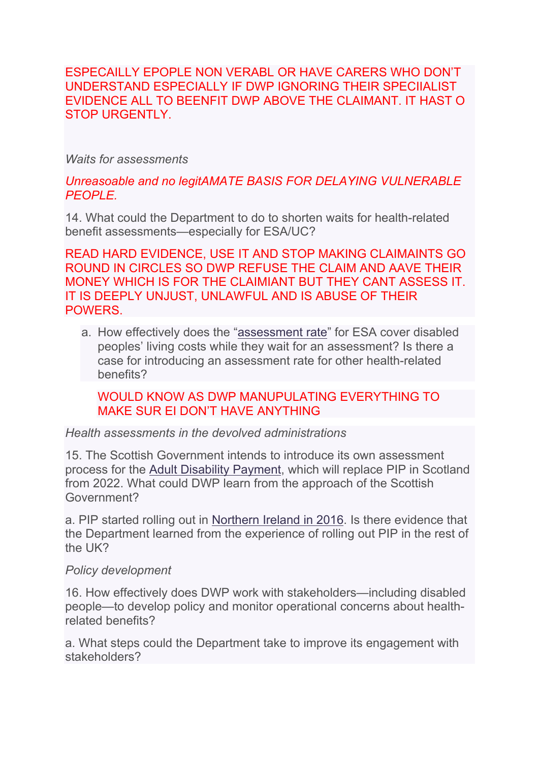ESPECAILLY EPOPLE NON VERABL OR HAVE CARERS WHO DON'T UNDERSTAND ESPECIALLY IF DWP IGNORING THEIR SPECIIALIST EVIDENCE ALL TO BEENFIT DWP ABOVE THE CLAIMANT. IT HAST O STOP URGENTLY.

*Waits for assessments*

*Unreasoable and no legitAMATE BASIS FOR DELAYING VULNERABLE PEOPLE.*

14. What could the Department to do to shorten waits for health-related benefit assessments—especially for ESA/UC?

READ HARD EVIDENCE, USE IT AND STOP MAKING CLAIMAINTS GO ROUND IN CIRCLES SO DWP REFUSE THE CLAIM AND AAVE THEIR MONEY WHICH IS FOR THE CLAIMIANT BUT THEY CANT ASSESS IT. IT IS DEEPLY UNJUST, UNLAWFUL AND IS ABUSE OF THEIR POWERS.

a. How effectively does the "assessment rate" for ESA cover disabled peoples' living costs while they wait for an assessment? Is there a case for introducing an assessment rate for other health-related benefits?

WOULD KNOW AS DWP MANUPULATING EVERYTHING TO MAKE SUR EI DON'T HAVE ANYTHING

*Health assessments in the devolved administrations*

15. The Scottish Government intends to introduce its own assessment process for the Adult Disability Payment, which will replace PIP in Scotland from 2022. What could DWP learn from the approach of the Scottish Government?

a. PIP started rolling out in Northern Ireland in 2016. Is there evidence that the Department learned from the experience of rolling out PIP in the rest of the UK?

*Policy development*

16. How effectively does DWP work with stakeholders—including disabled people—to develop policy and monitor operational concerns about health-related benefits?

a. What steps could the Department take to improve its engagement with stakeholders?